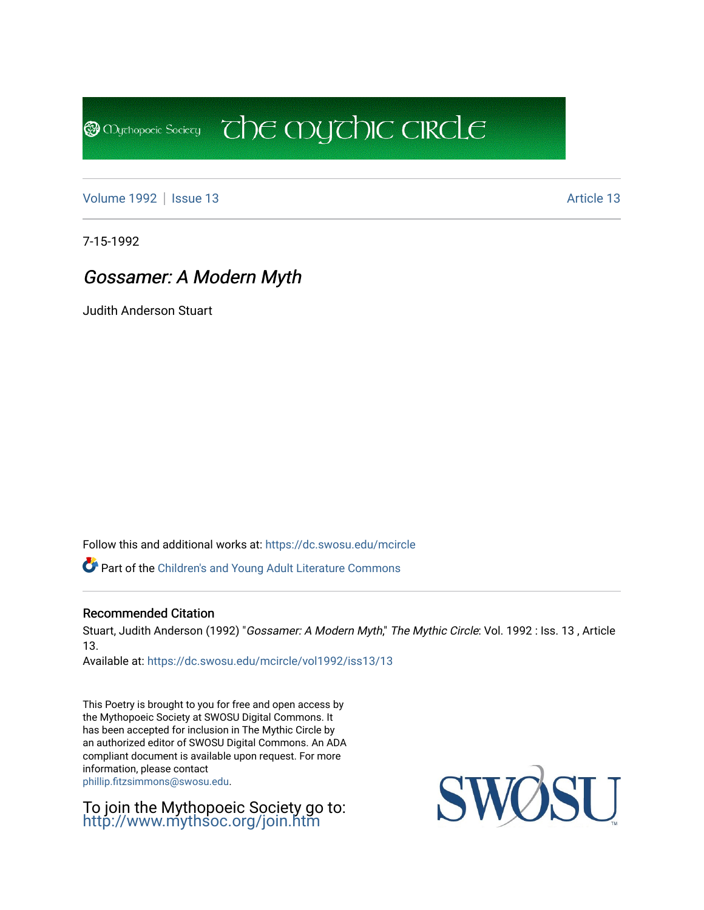Mythopoeic Society — The Mythic Circle

Volume 1992 | Issue 13 — Article 13

7-15-1992

# *Gossamer: A Modern Myth*

Judith Anderson Stuart

Follow this and additional works at: https://dc.swosu.edu/mcircle

Part of the Children's and Young Adult Literature Commons

## Recommended Citation

Stuart, Judith Anderson (1992) "*Gossamer: A Modern Myth*," *The Mythic Circle*: Vol. 1992 : Iss. 13 , Article 13.

Available at: https://dc.swosu.edu/mcircle/vol1992/iss13/13

This Poetry is brought to you for free and open access by the Mythopoeic Society at SWOSU Digital Commons. It has been accepted for inclusion in The Mythic Circle by an authorized editor of SWOSU Digital Commons. An ADA compliant document is available upon request. For more information, please contact phillip.fitzsimmons@swosu.edu.

To join the Mythopoeic Society go to: http://www.mythsoc.org/join.htm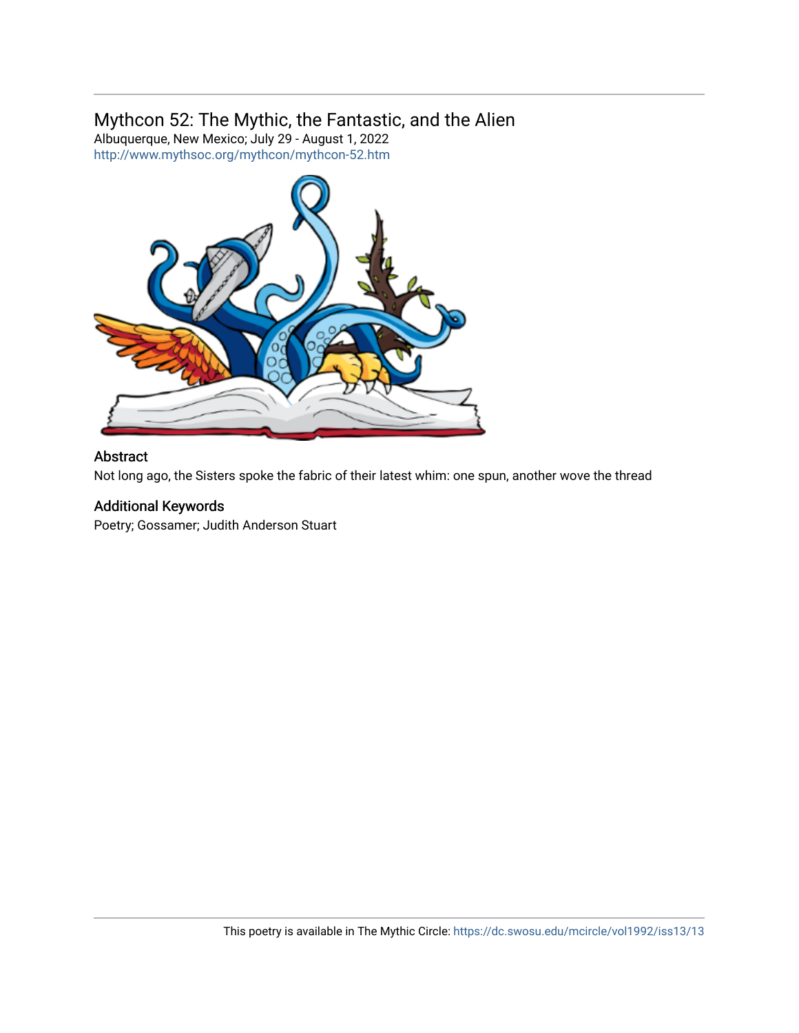## Mythcon 52: The Mythic, the Fantastic, and the Alien

Albuquerque, New Mexico; July 29 - August 1, 2022

http://www.mythsoc.org/mythcon/mythcon-52.htm

### Abstract

Not long ago, the Sisters spoke the fabric of their latest whim: one spun, another wove the thread

### Additional Keywords

Poetry; Gossamer; Judith Anderson Stuart

This poetry is available in The Mythic Circle: https://dc.swosu.edu/mcircle/vol1992/iss13/13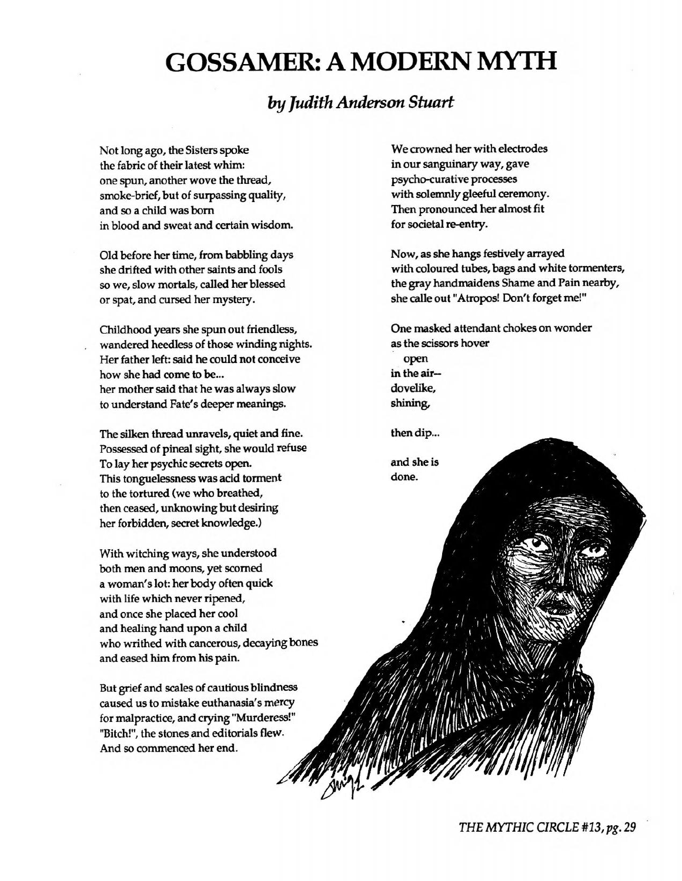# GOSSAMER: A MODERN MYTH

## *by Judith Anderson Stuart*

Not long ago, the Sisters spoke
the fabric of their latest whim:
one spun, another wove the thread,
smoke-brief, but of surpassing quality,
and so a child was born
in blood and sweat and certain wisdom.

Old before her time, from babbling days
she drifted with other saints and fools
so we, slow mortals, called her blessed
or spat, and cursed her mystery.

Childhood years she spun out friendless,
wandered heedless of those winding nights.
Her father left: said he could not conceive
how she had come to be...
her mother said that he was always slow
to understand Fate's deeper meanings.

The silken thread unravels, quiet and fine.
Possessed of pineal sight, she would refuse
To lay her psychic secrets open.
This tonguelessness was acid torment
to the tortured (we who breathed,
then ceased, unknowing but desiring
her forbidden, secret knowledge.)

With witching ways, she understood
both men and moons, yet scorned
a woman's lot: her body often quick
with life which never ripened,
and once she placed her cool
and healing hand upon a child
who writhed with cancerous, decaying bones
and eased him from his pain.

But grief and scales of cautious blindness
caused us to mistake euthanasia's mercy
for malpractice, and crying "Murderess!"
"Bitch!", the stones and editorials flew.
And so commenced her end.

We crowned her with electrodes
in our sanguinary way, gave
psycho-curative processes
with solemnly gleeful ceremony.
Then pronounced her almost fit
for societal re-entry.

Now, as she hangs festively arrayed
with coloured tubes, bags and white tormenters,
the gray handmaidens Shame and Pain nearby,
she calle out "Atropos! Don't forget me!"

One masked attendant chokes on wonder
as the scissors hover
  open
in the air--
dovelike,
shining,

then dip...

and she is
done.